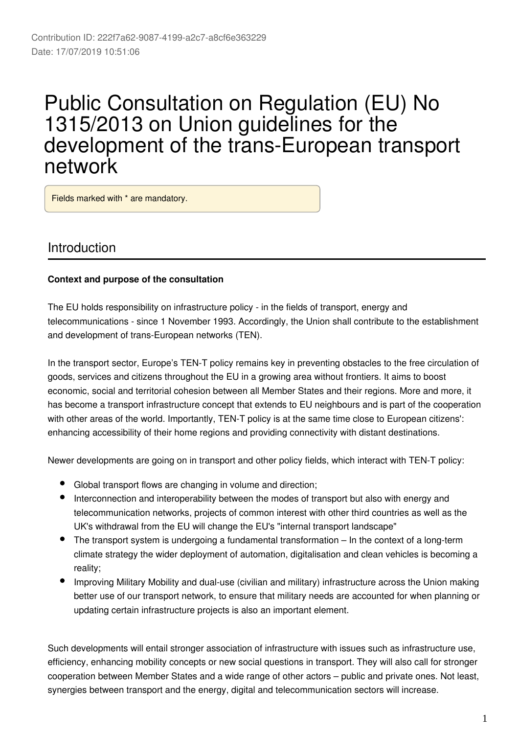Contribution ID: 222f7a62-9087-4199-a2c7-a8cf6e363229
Date: 17/07/2019 10:51:06

# Public Consultation on Regulation (EU) No 1315/2013 on Union guidelines for the development of the trans-European transport network

Fields marked with * are mandatory.

## Introduction

**Context and purpose of the consultation**

The EU holds responsibility on infrastructure policy - in the fields of transport, energy and telecommunications - since 1 November 1993. Accordingly, the Union shall contribute to the establishment and development of trans-European networks (TEN).

In the transport sector, Europe's TEN-T policy remains key in preventing obstacles to the free circulation of goods, services and citizens throughout the EU in a growing area without frontiers. It aims to boost economic, social and territorial cohesion between all Member States and their regions. More and more, it has become a transport infrastructure concept that extends to EU neighbours and is part of the cooperation with other areas of the world. Importantly, TEN-T policy is at the same time close to European citizens': enhancing accessibility of their home regions and providing connectivity with distant destinations.

Newer developments are going on in transport and other policy fields, which interact with TEN-T policy:

- Global transport flows are changing in volume and direction;
- Interconnection and interoperability between the modes of transport but also with energy and telecommunication networks, projects of common interest with other third countries as well as the UK's withdrawal from the EU will change the EU's "internal transport landscape"
- The transport system is undergoing a fundamental transformation – In the context of a long-term climate strategy the wider deployment of automation, digitalisation and clean vehicles is becoming a reality;
- Improving Military Mobility and dual-use (civilian and military) infrastructure across the Union making better use of our transport network, to ensure that military needs are accounted for when planning or updating certain infrastructure projects is also an important element.

Such developments will entail stronger association of infrastructure with issues such as infrastructure use, efficiency, enhancing mobility concepts or new social questions in transport. They will also call for stronger cooperation between Member States and a wide range of other actors – public and private ones. Not least, synergies between transport and the energy, digital and telecommunication sectors will increase.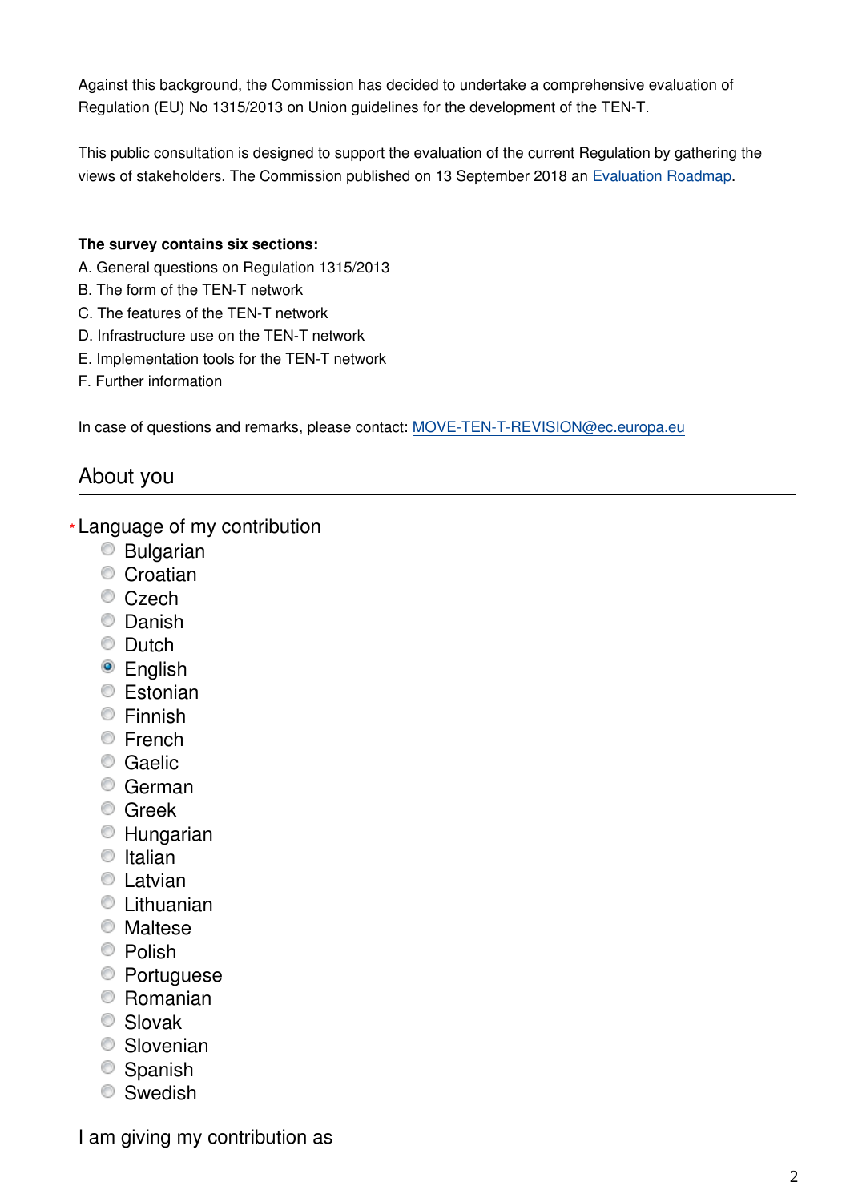Against this background, the Commission has decided to undertake a comprehensive evaluation of Regulation (EU) No 1315/2013 on Union guidelines for the development of the TEN-T.

This public consultation is designed to support the evaluation of the current Regulation by gathering the views of stakeholders. The Commission published on 13 September 2018 an [Evaluation Roadmap](#).

**The survey contains six sections:**

A. General questions on Regulation 1315/2013
B. The form of the TEN-T network
C. The features of the TEN-T network
D. Infrastructure use on the TEN-T network
E. Implementation tools for the TEN-T network
F. Further information

In case of questions and remarks, please contact: [MOVE-TEN-T-REVISION@ec.europa.eu](mailto:MOVE-TEN-T-REVISION@ec.europa.eu)

## About you

* Language of my contribution

- ○ Bulgarian
- ○ Croatian
- ○ Czech
- ○ Danish
- ○ Dutch
- ● English
- ○ Estonian
- ○ Finnish
- ○ French
- ○ Gaelic
- ○ German
- ○ Greek
- ○ Hungarian
- ○ Italian
- ○ Latvian
- ○ Lithuanian
- ○ Maltese
- ○ Polish
- ○ Portuguese
- ○ Romanian
- ○ Slovak
- ○ Slovenian
- ○ Spanish
- ○ Swedish

I am giving my contribution as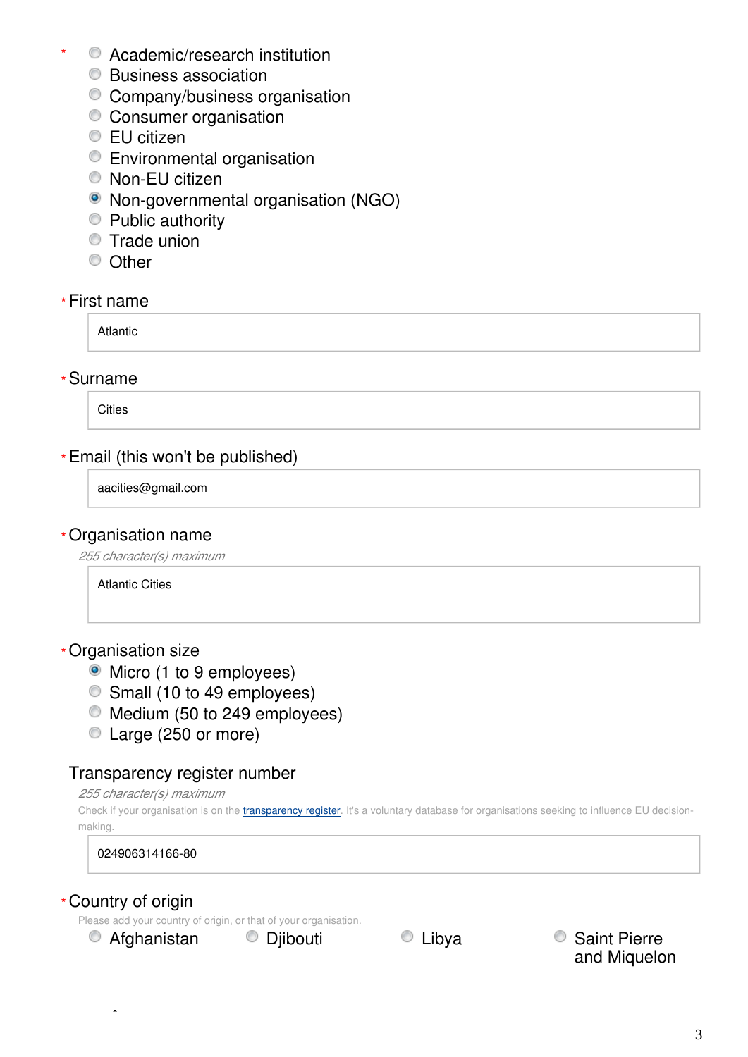\* 
- ( ) Academic/research institution
- ( ) Business association
- ( ) Company/business organisation
- ( ) Consumer organisation
- ( ) EU citizen
- ( ) Environmental organisation
- ( ) Non-EU citizen
- (•) Non-governmental organisation (NGO)
- ( ) Public authority
- ( ) Trade union
- ( ) Other

\* First name

Atlantic

\* Surname

Cities

\* Email (this won't be published)

aacities@gmail.com

\* Organisation name

*255 character(s) maximum*

Atlantic Cities

\* Organisation size

- (•) Micro (1 to 9 employees)
- ( ) Small (10 to 49 employees)
- ( ) Medium (50 to 249 employees)
- ( ) Large (250 or more)

Transparency register number

*255 character(s) maximum*

Check if your organisation is on the [transparency register](). It's a voluntary database for organisations seeking to influence EU decision-making.

024906314166-80

\* Country of origin

Please add your country of origin, or that of your organisation.

- ( ) Afghanistan
- ( ) Djibouti
- ( ) Libya
- ( ) Saint Pierre and Miquelon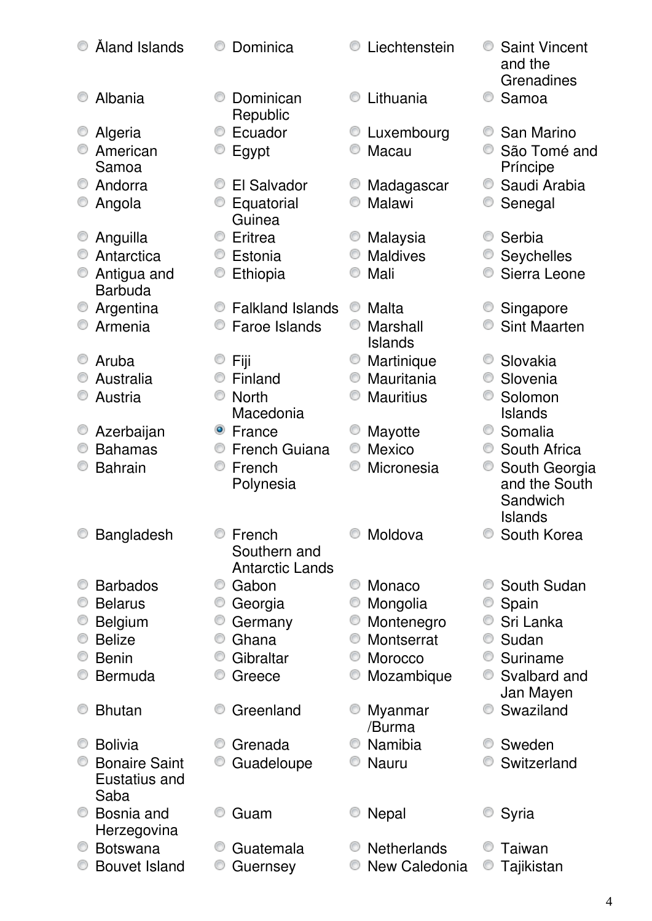- ( ) Åland Islands
- ( ) Albania
- ( ) Algeria
- ( ) American Samoa
- ( ) Andorra
- ( ) Angola
- ( ) Anguilla
- ( ) Antarctica
- ( ) Antigua and Barbuda
- ( ) Argentina
- ( ) Armenia
- ( ) Aruba
- ( ) Australia
- ( ) Austria
- ( ) Azerbaijan
- ( ) Bahamas
- ( ) Bahrain
- ( ) Bangladesh
- ( ) Barbados
- ( ) Belarus
- ( ) Belgium
- ( ) Belize
- ( ) Benin
- ( ) Bermuda
- ( ) Bhutan
- ( ) Bolivia
- ( ) Bonaire Saint Eustatius and Saba
- ( ) Bosnia and Herzegovina
- ( ) Botswana
- ( ) Bouvet Island
- ( ) Dominica
- ( ) Dominican Republic
- ( ) Ecuador
- ( ) Egypt
- ( ) El Salvador
- ( ) Equatorial Guinea
- ( ) Eritrea
- ( ) Estonia
- ( ) Ethiopia
- ( ) Falkland Islands
- ( ) Faroe Islands
- ( ) Fiji
- ( ) Finland
- ( ) North Macedonia
- (•) France
- ( ) French Guiana
- ( ) French Polynesia
- ( ) French Southern and Antarctic Lands
- ( ) Gabon
- ( ) Georgia
- ( ) Germany
- ( ) Ghana
- ( ) Gibraltar
- ( ) Greece
- ( ) Greenland
- ( ) Grenada
- ( ) Guadeloupe
- ( ) Guam
- ( ) Guatemala
- ( ) Guernsey
- ( ) Liechtenstein
- ( ) Lithuania
- ( ) Luxembourg
- ( ) Macau
- ( ) Madagascar
- ( ) Malawi
- ( ) Malaysia
- ( ) Maldives
- ( ) Mali
- ( ) Malta
- ( ) Marshall Islands
- ( ) Martinique
- ( ) Mauritania
- ( ) Mauritius
- ( ) Mayotte
- ( ) Mexico
- ( ) Micronesia
- ( ) Moldova
- ( ) Monaco
- ( ) Mongolia
- ( ) Montenegro
- ( ) Montserrat
- ( ) Morocco
- ( ) Mozambique
- ( ) Myanmar /Burma
- ( ) Namibia
- ( ) Nauru
- ( ) Nepal
- ( ) Netherlands
- ( ) New Caledonia
- ( ) Saint Vincent and the Grenadines
- ( ) Samoa
- ( ) San Marino
- ( ) São Tomé and Príncipe
- ( ) Saudi Arabia
- ( ) Senegal
- ( ) Serbia
- ( ) Seychelles
- ( ) Sierra Leone
- ( ) Singapore
- ( ) Sint Maarten
- ( ) Slovakia
- ( ) Slovenia
- ( ) Solomon Islands
- ( ) Somalia
- ( ) South Africa
- ( ) South Georgia and the South Sandwich Islands
- ( ) South Korea
- ( ) South Sudan
- ( ) Spain
- ( ) Sri Lanka
- ( ) Sudan
- ( ) Suriname
- ( ) Svalbard and Jan Mayen
- ( ) Swaziland
- ( ) Sweden
- ( ) Switzerland
- ( ) Syria
- ( ) Taiwan
- ( ) Tajikistan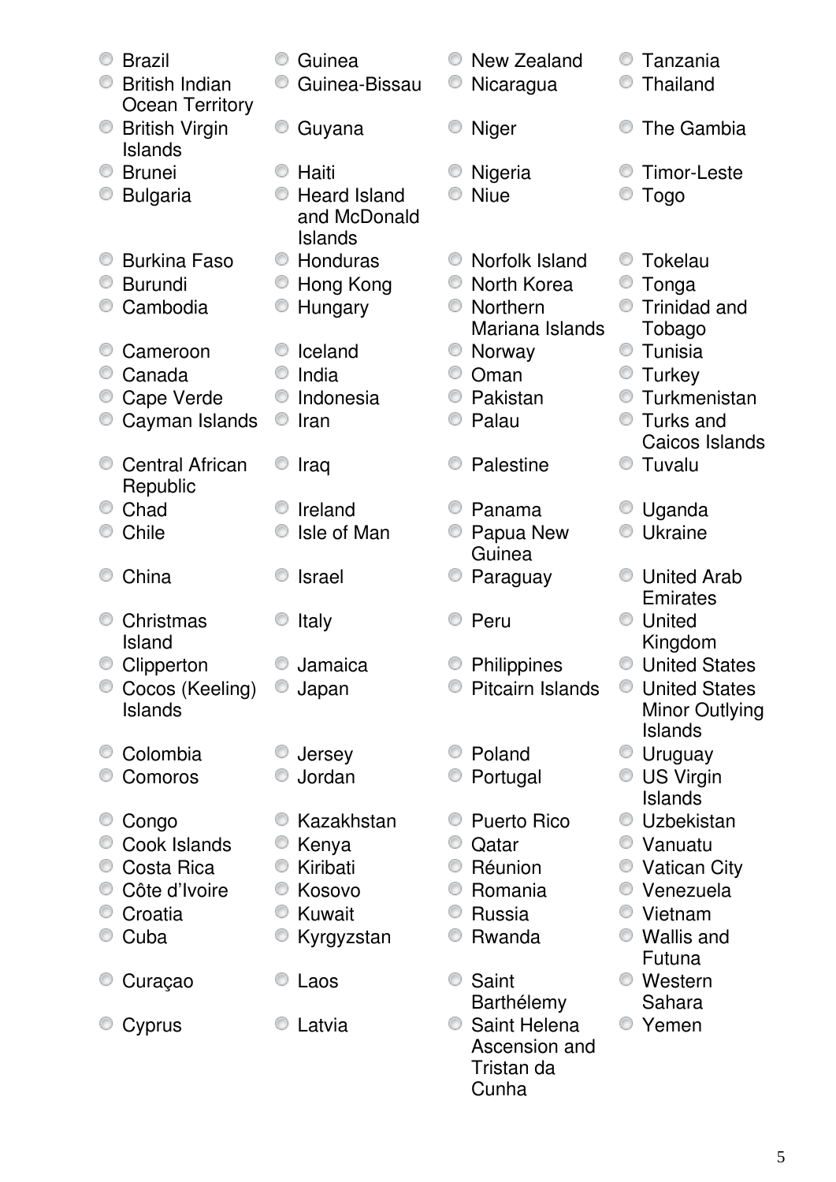- Brazil
- British Indian Ocean Territory
- British Virgin Islands
- Brunei
- Bulgaria
- Burkina Faso
- Burundi
- Cambodia
- Cameroon
- Canada
- Cape Verde
- Cayman Islands
- Central African Republic
- Chad
- Chile
- China
- Christmas Island
- Clipperton
- Cocos (Keeling) Islands
- Colombia
- Comoros
- Congo
- Cook Islands
- Costa Rica
- Côte d'Ivoire
- Croatia
- Cuba
- Curaçao
- Cyprus
- Guinea
- Guinea-Bissau
- Guyana
- Haiti
- Heard Island and McDonald Islands
- Honduras
- Hong Kong
- Hungary
- Iceland
- India
- Indonesia
- Iran
- Iraq
- Ireland
- Isle of Man
- Israel
- Italy
- Jamaica
- Japan
- Jersey
- Jordan
- Kazakhstan
- Kenya
- Kiribati
- Kosovo
- Kuwait
- Kyrgyzstan
- Laos
- Latvia
- New Zealand
- Nicaragua
- Niger
- Nigeria
- Niue
- Norfolk Island
- North Korea
- Northern Mariana Islands
- Norway
- Oman
- Pakistan
- Palau
- Palestine
- Panama
- Papua New Guinea
- Paraguay
- Peru
- Philippines
- Pitcairn Islands
- Poland
- Portugal
- Puerto Rico
- Qatar
- Réunion
- Romania
- Russia
- Rwanda
- Saint Barthélemy
- Saint Helena Ascension and Tristan da Cunha
- Tanzania
- Thailand
- The Gambia
- Timor-Leste
- Togo
- Tokelau
- Tonga
- Trinidad and Tobago
- Tunisia
- Turkey
- Turkmenistan
- Turks and Caicos Islands
- Tuvalu
- Uganda
- Ukraine
- United Arab Emirates
- United Kingdom
- United States
- United States Minor Outlying Islands
- Uruguay
- US Virgin Islands
- Uzbekistan
- Vanuatu
- Vatican City
- Venezuela
- Vietnam
- Wallis and Futuna
- Western Sahara
- Yemen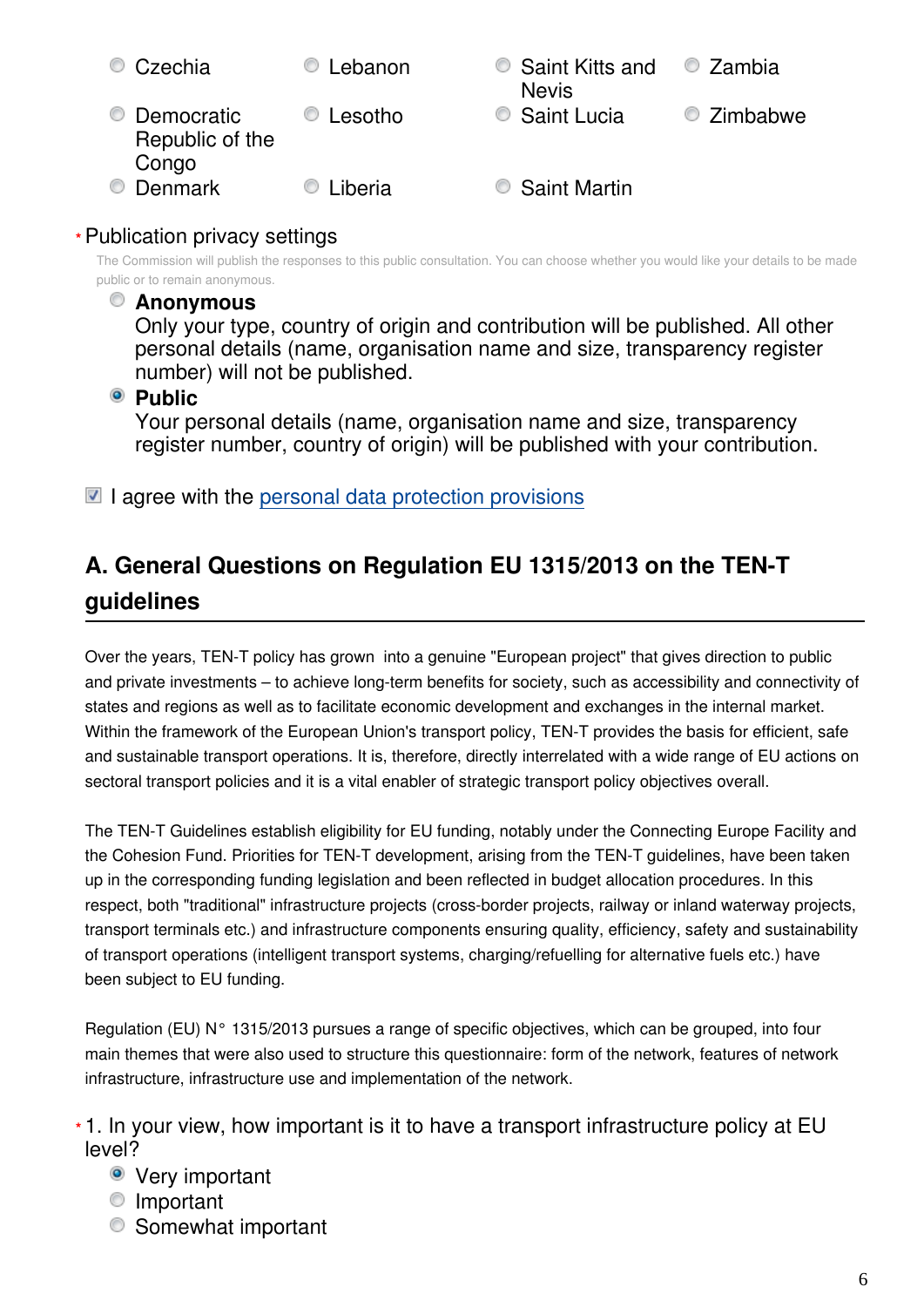- Czechia
- Lebanon
- Saint Kitts and Nevis
- Zambia
- Democratic Republic of the Congo
- Lesotho
- Saint Lucia
- Zimbabwe
- Denmark
- Liberia
- Saint Martin

\* Publication privacy settings

The Commission will publish the responses to this public consultation. You can choose whether you would like your details to be made public or to remain anonymous.

- **Anonymous**
  Only your type, country of origin and contribution will be published. All other personal details (name, organisation name and size, transparency register number) will not be published.
- ◉ **Public**
  Your personal details (name, organisation name and size, transparency register number, country of origin) will be published with your contribution.

☑ I agree with the personal data protection provisions

## A. General Questions on Regulation EU 1315/2013 on the TEN-T guidelines

Over the years, TEN-T policy has grown into a genuine "European project" that gives direction to public and private investments – to achieve long-term benefits for society, such as accessibility and connectivity of states and regions as well as to facilitate economic development and exchanges in the internal market. Within the framework of the European Union's transport policy, TEN-T provides the basis for efficient, safe and sustainable transport operations. It is, therefore, directly interrelated with a wide range of EU actions on sectoral transport policies and it is a vital enabler of strategic transport policy objectives overall.

The TEN-T Guidelines establish eligibility for EU funding, notably under the Connecting Europe Facility and the Cohesion Fund. Priorities for TEN-T development, arising from the TEN-T guidelines, have been taken up in the corresponding funding legislation and been reflected in budget allocation procedures. In this respect, both "traditional" infrastructure projects (cross-border projects, railway or inland waterway projects, transport terminals etc.) and infrastructure components ensuring quality, efficiency, safety and sustainability of transport operations (intelligent transport systems, charging/refuelling for alternative fuels etc.) have been subject to EU funding.

Regulation (EU) N° 1315/2013 pursues a range of specific objectives, which can be grouped, into four main themes that were also used to structure this questionnaire: form of the network, features of network infrastructure, infrastructure use and implementation of the network.

\* 1. In your view, how important is it to have a transport infrastructure policy at EU level?

- ◉ Very important
- Important
- Somewhat important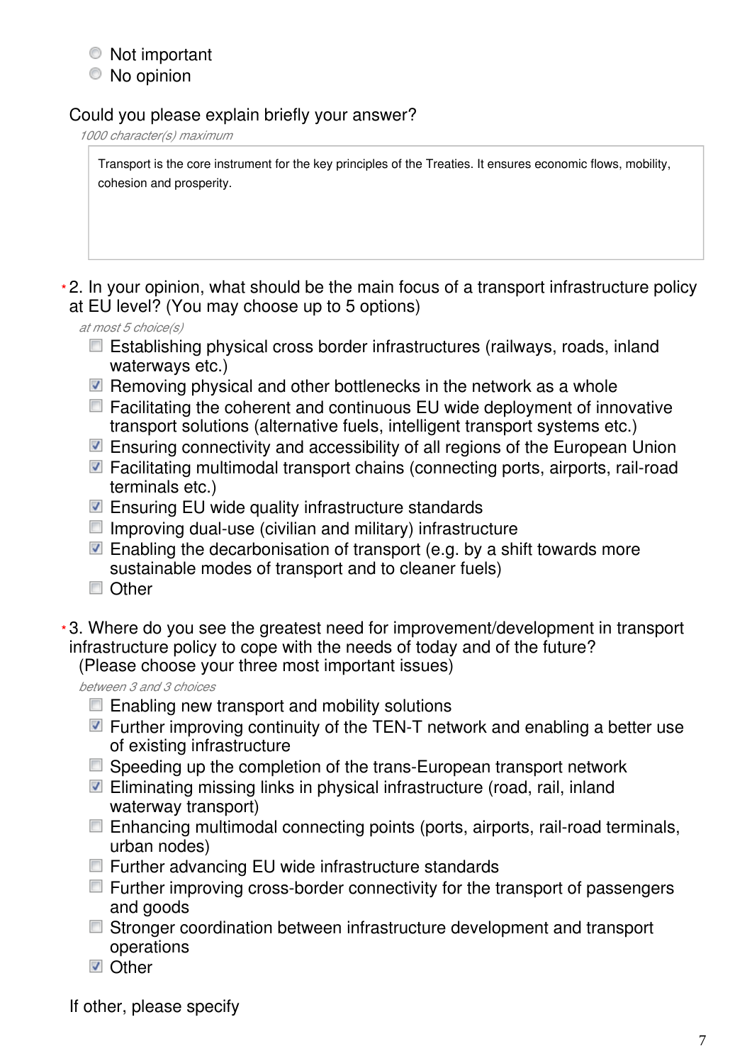- ◯ Not important
- ◯ No opinion

Could you please explain briefly your answer?

*1000 character(s) maximum*

> Transport is the core instrument for the key principles of the Treaties. It ensures economic flows, mobility, cohesion and prosperity.

*2. In your opinion, what should be the main focus of a transport infrastructure policy at EU level? (You may choose up to 5 options)

*at most 5 choice(s)*

- [ ] Establishing physical cross border infrastructures (railways, roads, inland waterways etc.)
- [x] Removing physical and other bottlenecks in the network as a whole
- [ ] Facilitating the coherent and continuous EU wide deployment of innovative transport solutions (alternative fuels, intelligent transport systems etc.)
- [x] Ensuring connectivity and accessibility of all regions of the European Union
- [x] Facilitating multimodal transport chains (connecting ports, airports, rail-road terminals etc.)
- [x] Ensuring EU wide quality infrastructure standards
- [ ] Improving dual-use (civilian and military) infrastructure
- [x] Enabling the decarbonisation of transport (e.g. by a shift towards more sustainable modes of transport and to cleaner fuels)
- [ ] Other

*3. Where do you see the greatest need for improvement/development in transport infrastructure policy to cope with the needs of today and of the future? (Please choose your three most important issues)

*between 3 and 3 choices*

- [ ] Enabling new transport and mobility solutions
- [x] Further improving continuity of the TEN-T network and enabling a better use of existing infrastructure
- [ ] Speeding up the completion of the trans-European transport network
- [x] Eliminating missing links in physical infrastructure (road, rail, inland waterway transport)
- [ ] Enhancing multimodal connecting points (ports, airports, rail-road terminals, urban nodes)
- [ ] Further advancing EU wide infrastructure standards
- [ ] Further improving cross-border connectivity for the transport of passengers and goods
- [ ] Stronger coordination between infrastructure development and transport operations
- [x] Other

If other, please specify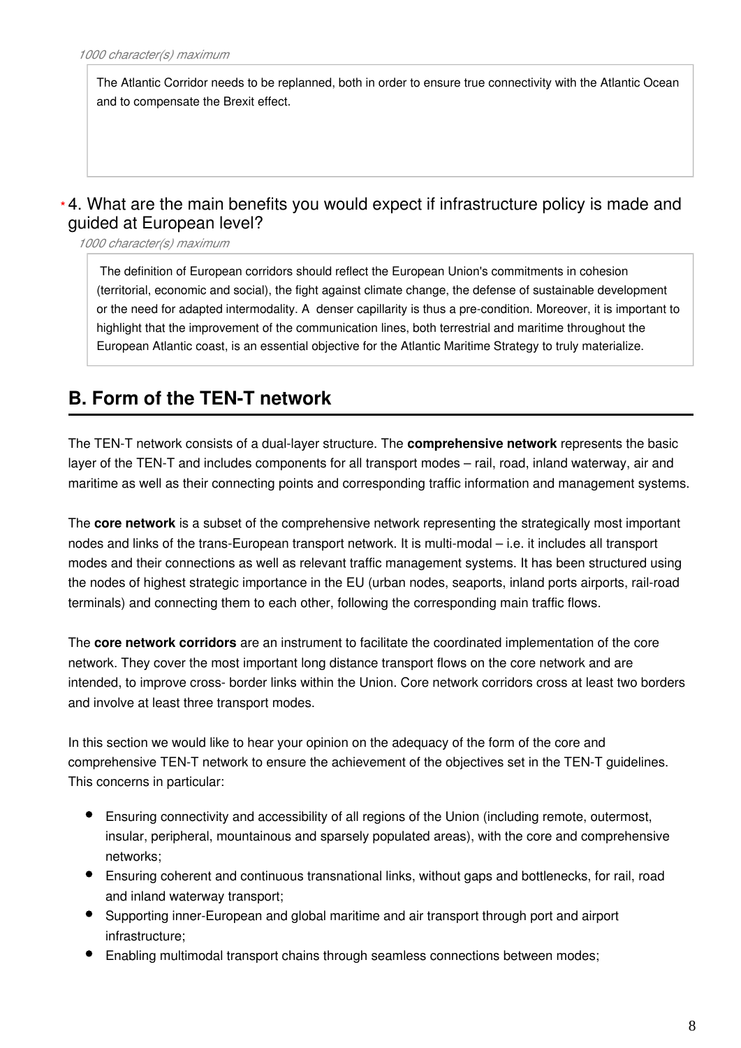*1000 character(s) maximum*

The Atlantic Corridor needs to be replanned, both in order to ensure true connectivity with the Atlantic Ocean and to compensate the Brexit effect.

\* 4. What are the main benefits you would expect if infrastructure policy is made and guided at European level?

*1000 character(s) maximum*

The definition of European corridors should reflect the European Union's commitments in cohesion (territorial, economic and social), the fight against climate change, the defense of sustainable development or the need for adapted intermodality. A denser capillarity is thus a pre-condition. Moreover, it is important to highlight that the improvement of the communication lines, both terrestrial and maritime throughout the European Atlantic coast, is an essential objective for the Atlantic Maritime Strategy to truly materialize.

## B. Form of the TEN-T network

The TEN-T network consists of a dual-layer structure. The **comprehensive network** represents the basic layer of the TEN-T and includes components for all transport modes – rail, road, inland waterway, air and maritime as well as their connecting points and corresponding traffic information and management systems.

The **core network** is a subset of the comprehensive network representing the strategically most important nodes and links of the trans-European transport network. It is multi-modal – i.e. it includes all transport modes and their connections as well as relevant traffic management systems. It has been structured using the nodes of highest strategic importance in the EU (urban nodes, seaports, inland ports airports, rail-road terminals) and connecting them to each other, following the corresponding main traffic flows.

The **core network corridors** are an instrument to facilitate the coordinated implementation of the core network. They cover the most important long distance transport flows on the core network and are intended, to improve cross- border links within the Union. Core network corridors cross at least two borders and involve at least three transport modes.

In this section we would like to hear your opinion on the adequacy of the form of the core and comprehensive TEN-T network to ensure the achievement of the objectives set in the TEN-T guidelines. This concerns in particular:

- Ensuring connectivity and accessibility of all regions of the Union (including remote, outermost, insular, peripheral, mountainous and sparsely populated areas), with the core and comprehensive networks;
- Ensuring coherent and continuous transnational links, without gaps and bottlenecks, for rail, road and inland waterway transport;
- Supporting inner-European and global maritime and air transport through port and airport infrastructure;
- Enabling multimodal transport chains through seamless connections between modes;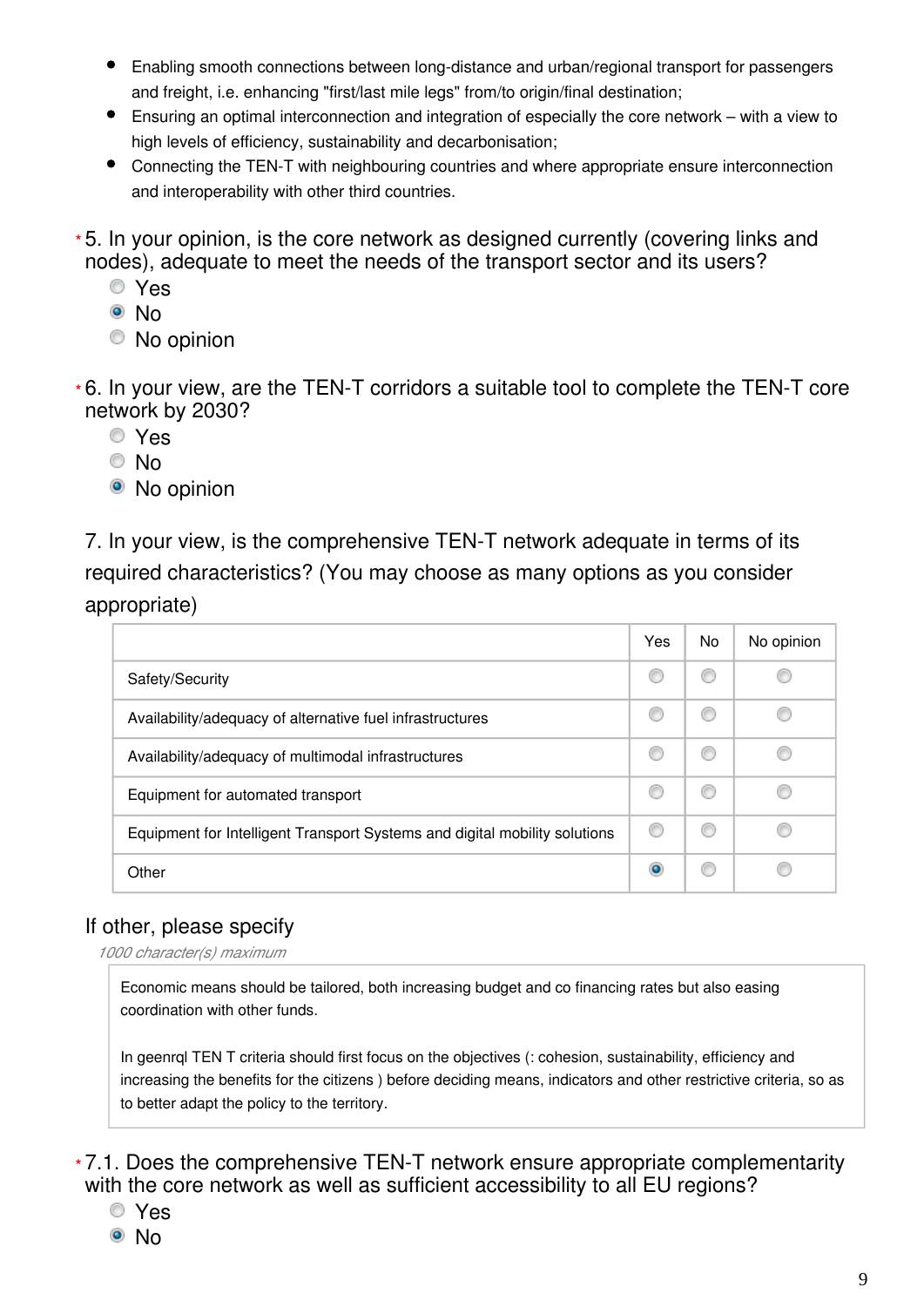- Enabling smooth connections between long-distance and urban/regional transport for passengers and freight, i.e. enhancing "first/last mile legs" from/to origin/final destination;
- Ensuring an optimal interconnection and integration of especially the core network – with a view to high levels of efficiency, sustainability and decarbonisation;
- Connecting the TEN-T with neighbouring countries and where appropriate ensure interconnection and interoperability with other third countries.

*5. In your opinion, is the core network as designed currently (covering links and nodes), adequate to meet the needs of the transport sector and its users?

- ○ Yes
- ● No
- ○ No opinion

*6. In your view, are the TEN-T corridors a suitable tool to complete the TEN-T core network by 2030?

- ○ Yes
- ○ No
- ● No opinion

7. In your view, is the comprehensive TEN-T network adequate in terms of its required characteristics? (You may choose as many options as you consider appropriate)

| | Yes | No | No opinion |
|---|---|---|---|
| Safety/Security | ○ | ○ | ○ |
| Availability/adequacy of alternative fuel infrastructures | ○ | ○ | ○ |
| Availability/adequacy of multimodal infrastructures | ○ | ○ | ○ |
| Equipment for automated transport | ○ | ○ | ○ |
| Equipment for Intelligent Transport Systems and digital mobility solutions | ○ | ○ | ○ |
| Other | ● | ○ | ○ |

If other, please specify

*1000 character(s) maximum*

Economic means should be tailored, both increasing budget and co financing rates but also easing coordination with other funds.

In geenrql TEN T criteria should first focus on the objectives (: cohesion, sustainability, efficiency and increasing the benefits for the citizens ) before deciding means, indicators and other restrictive criteria, so as to better adapt the policy to the territory.

*7.1. Does the comprehensive TEN-T network ensure appropriate complementarity with the core network as well as sufficient accessibility to all EU regions?

- ○ Yes
- ● No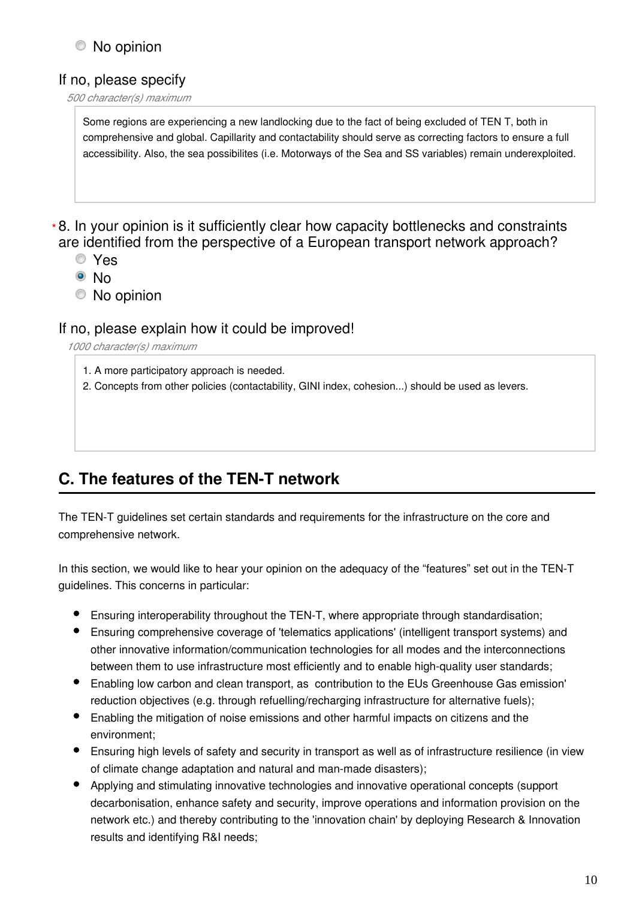- No opinion

If no, please specify

*500 character(s) maximum*

> Some regions are experiencing a new landlocking due to the fact of being excluded of TEN T, both in comprehensive and global. Capillarity and contactability should serve as correcting factors to ensure a full accessibility. Also, the sea possibilites (i.e. Motorways of the Sea and SS variables) remain underexploited.

*8. In your opinion is it sufficiently clear how capacity bottlenecks and constraints are identified from the perspective of a European transport network approach?

- Yes
- **(selected)** No
- No opinion

If no, please explain how it could be improved!

*1000 character(s) maximum*

> 1. A more participatory approach is needed.
> 2. Concepts from other policies (contactability, GINI index, cohesion...) should be used as levers.

## C. The features of the TEN-T network

The TEN-T guidelines set certain standards and requirements for the infrastructure on the core and comprehensive network.

In this section, we would like to hear your opinion on the adequacy of the “features” set out in the TEN-T guidelines. This concerns in particular:

- Ensuring interoperability throughout the TEN-T, where appropriate through standardisation;
- Ensuring comprehensive coverage of 'telematics applications' (intelligent transport systems) and other innovative information/communication technologies for all modes and the interconnections between them to use infrastructure most efficiently and to enable high-quality user standards;
- Enabling low carbon and clean transport, as contribution to the EUs Greenhouse Gas emission' reduction objectives (e.g. through refuelling/recharging infrastructure for alternative fuels);
- Enabling the mitigation of noise emissions and other harmful impacts on citizens and the environment;
- Ensuring high levels of safety and security in transport as well as of infrastructure resilience (in view of climate change adaptation and natural and man-made disasters);
- Applying and stimulating innovative technologies and innovative operational concepts (support decarbonisation, enhance safety and security, improve operations and information provision on the network etc.) and thereby contributing to the 'innovation chain' by deploying Research & Innovation results and identifying R&I needs;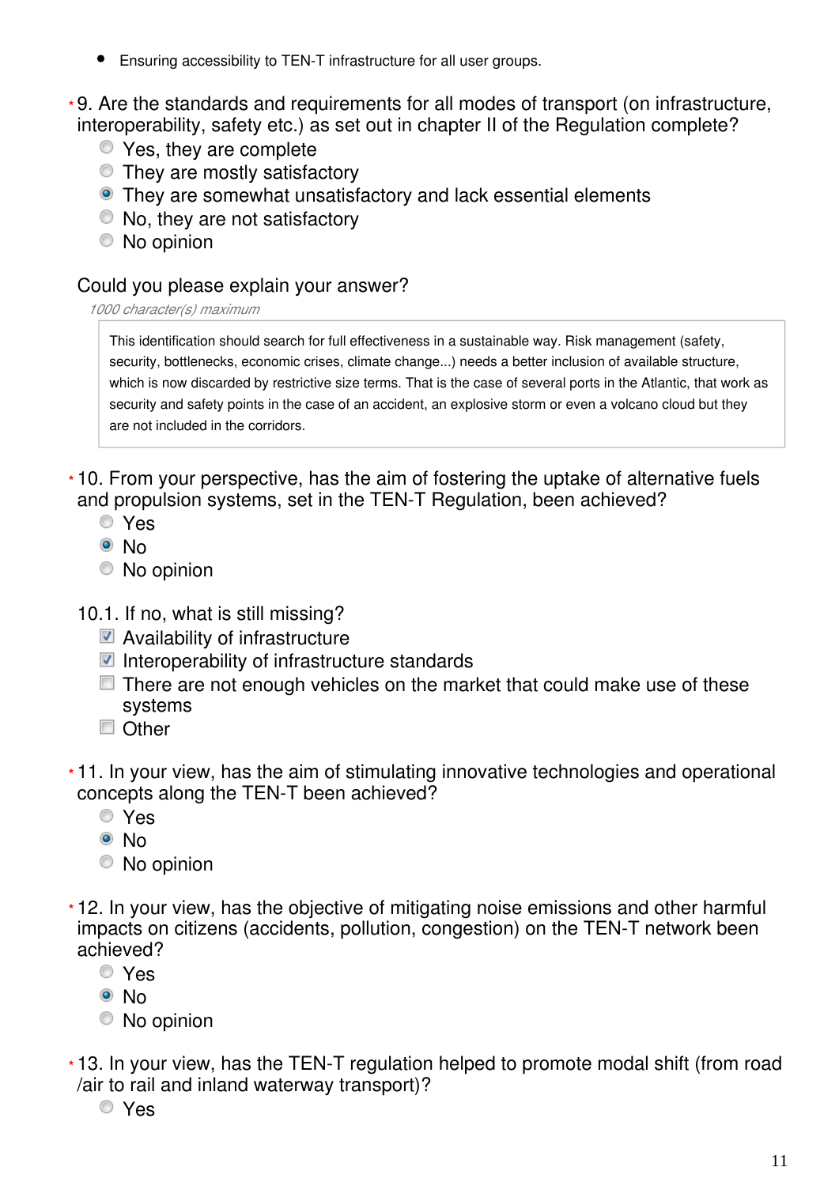- Ensuring accessibility to TEN-T infrastructure for all user groups.

*9. Are the standards and requirements for all modes of transport (on infrastructure, interoperability, safety etc.) as set out in chapter II of the Regulation complete?

- ○ Yes, they are complete
- ○ They are mostly satisfactory
- ◉ They are somewhat unsatisfactory and lack essential elements
- ○ No, they are not satisfactory
- ○ No opinion

Could you please explain your answer?

*1000 character(s) maximum*

> This identification should search for full effectiveness in a sustainable way. Risk management (safety, security, bottlenecks, economic crises, climate change...) needs a better inclusion of available structure, which is now discarded by restrictive size terms. That is the case of several ports in the Atlantic, that work as security and safety points in the case of an accident, an explosive storm or even a volcano cloud but they are not included in the corridors.

*10. From your perspective, has the aim of fostering the uptake of alternative fuels and propulsion systems, set in the TEN-T Regulation, been achieved?

- ○ Yes
- ◉ No
- ○ No opinion

10.1. If no, what is still missing?

- ☑ Availability of infrastructure
- ☑ Interoperability of infrastructure standards
- ☐ There are not enough vehicles on the market that could make use of these systems
- ☐ Other

*11. In your view, has the aim of stimulating innovative technologies and operational concepts along the TEN-T been achieved?

- ○ Yes
- ◉ No
- ○ No opinion

*12. In your view, has the objective of mitigating noise emissions and other harmful impacts on citizens (accidents, pollution, congestion) on the TEN-T network been achieved?

- ○ Yes
- ◉ No
- ○ No opinion

*13. In your view, has the TEN-T regulation helped to promote modal shift (from road /air to rail and inland waterway transport)?

- ○ Yes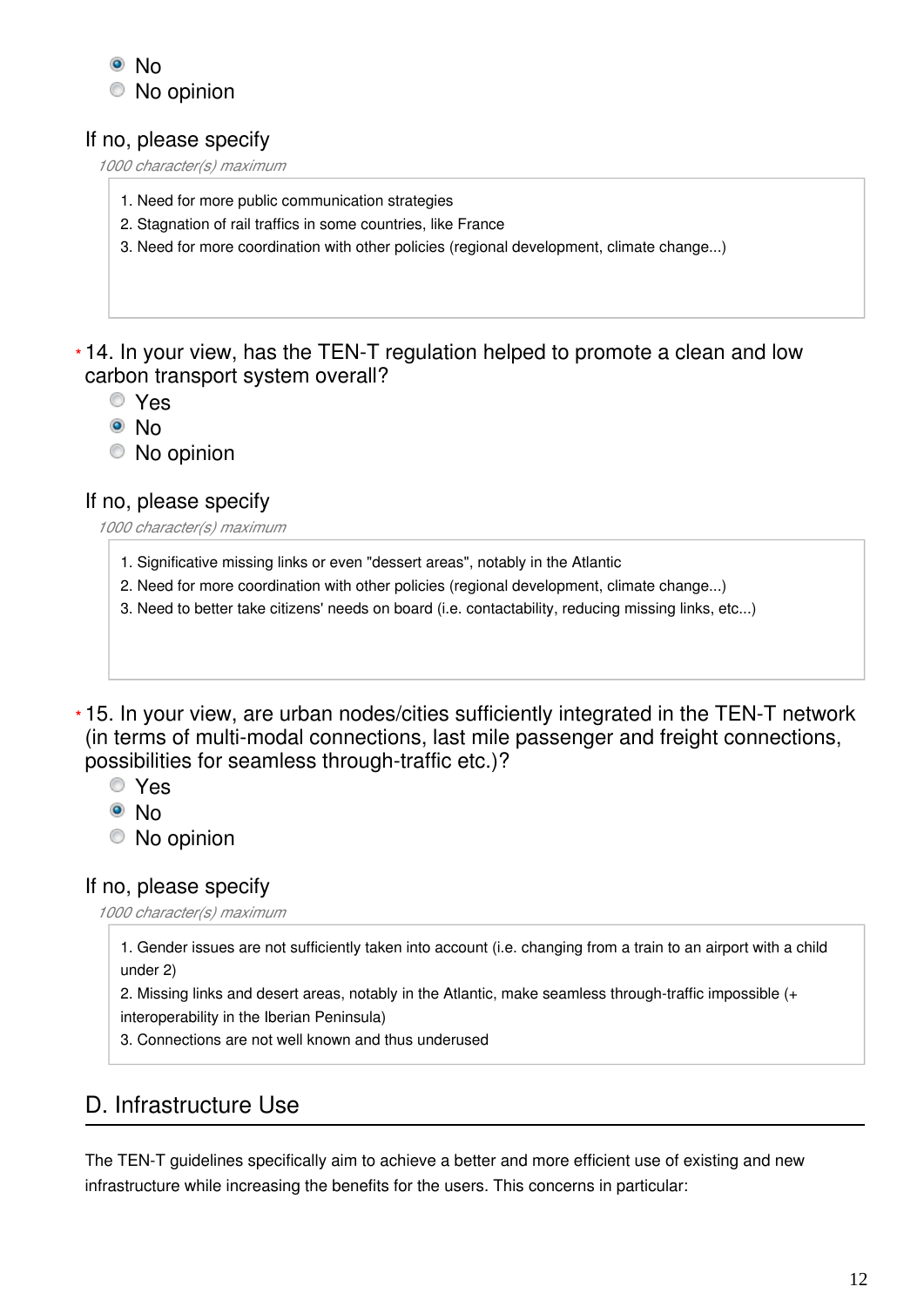- (x) No
- ( ) No opinion

If no, please specify

*1000 character(s) maximum*

1. Need for more public communication strategies
2. Stagnation of rail traffics in some countries, like France
3. Need for more coordination with other policies (regional development, climate change...)

*14. In your view, has the TEN-T regulation helped to promote a clean and low carbon transport system overall?

- ( ) Yes
- (x) No
- ( ) No opinion

If no, please specify

*1000 character(s) maximum*

1. Significative missing links or even "dessert areas", notably in the Atlantic
2. Need for more coordination with other policies (regional development, climate change...)
3. Need to better take citizens' needs on board (i.e. contactability, reducing missing links, etc...)

*15. In your view, are urban nodes/cities sufficiently integrated in the TEN-T network (in terms of multi-modal connections, last mile passenger and freight connections, possibilities for seamless through-traffic etc.)?

- ( ) Yes
- (x) No
- ( ) No opinion

If no, please specify

*1000 character(s) maximum*

1. Gender issues are not sufficiently taken into account (i.e. changing from a train to an airport with a child under 2)
2. Missing links and desert areas, notably in the Atlantic, make seamless through-traffic impossible (+ interoperability in the Iberian Peninsula)
3. Connections are not well known and thus underused

## D. Infrastructure Use

The TEN-T guidelines specifically aim to achieve a better and more efficient use of existing and new infrastructure while increasing the benefits for the users. This concerns in particular: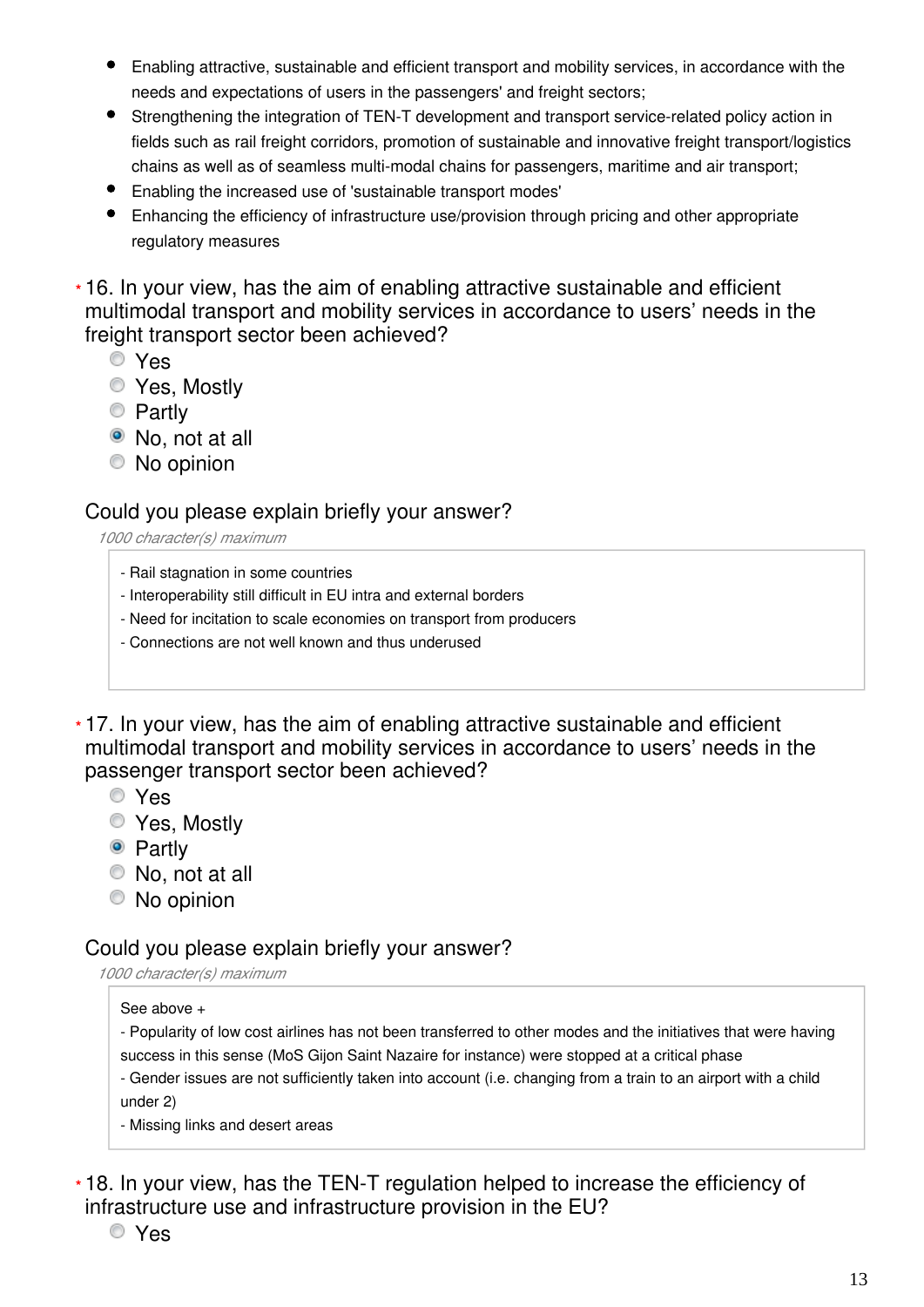- Enabling attractive, sustainable and efficient transport and mobility services, in accordance with the needs and expectations of users in the passengers' and freight sectors;
- Strengthening the integration of TEN-T development and transport service-related policy action in fields such as rail freight corridors, promotion of sustainable and innovative freight transport/logistics chains as well as of seamless multi-modal chains for passengers, maritime and air transport;
- Enabling the increased use of 'sustainable transport modes'
- Enhancing the efficiency of infrastructure use/provision through pricing and other appropriate regulatory measures

*16. In your view, has the aim of enabling attractive sustainable and efficient multimodal transport and mobility services in accordance to users' needs in the freight transport sector been achieved?

- ○ Yes
- ○ Yes, Mostly
- ○ Partly
- ● No, not at all
- ○ No opinion

Could you please explain briefly your answer?

*1000 character(s) maximum*

- Rail stagnation in some countries
- Interoperability still difficult in EU intra and external borders
- Need for incitation to scale economies on transport from producers
- Connections are not well known and thus underused

*17. In your view, has the aim of enabling attractive sustainable and efficient multimodal transport and mobility services in accordance to users' needs in the passenger transport sector been achieved?

- ○ Yes
- ○ Yes, Mostly
- ● Partly
- ○ No, not at all
- ○ No opinion

Could you please explain briefly your answer?

*1000 character(s) maximum*

See above +
- Popularity of low cost airlines has not been transferred to other modes and the initiatives that were having success in this sense (MoS Gijon Saint Nazaire for instance) were stopped at a critical phase
- Gender issues are not sufficiently taken into account (i.e. changing from a train to an airport with a child under 2)
- Missing links and desert areas

*18. In your view, has the TEN-T regulation helped to increase the efficiency of infrastructure use and infrastructure provision in the EU?

- ○ Yes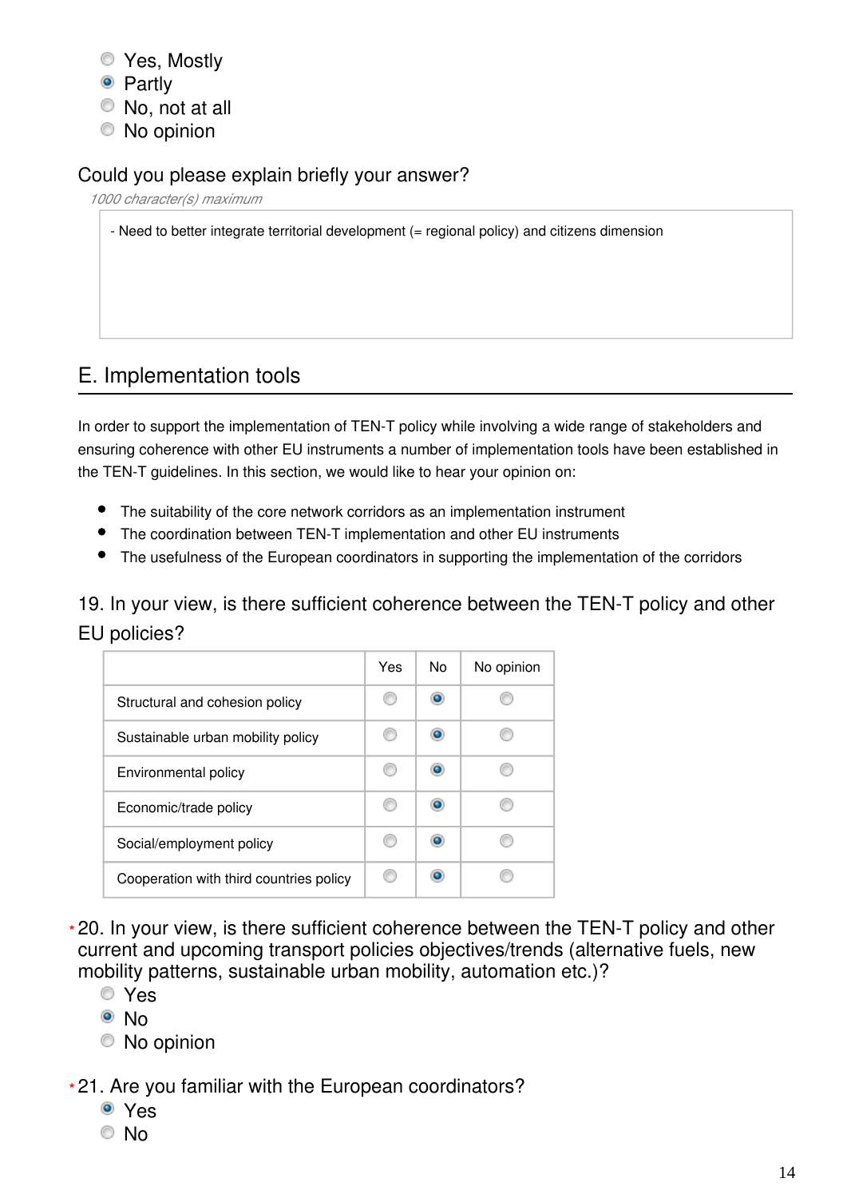- Yes, Mostly
- (x) Partly
- No, not at all
- No opinion

Could you please explain briefly your answer?

*1000 character(s) maximum*

- Need to better integrate territorial development (= regional policy) and citizens dimension

## E. Implementation tools

In order to support the implementation of TEN-T policy while involving a wide range of stakeholders and ensuring coherence with other EU instruments a number of implementation tools have been established in the TEN-T guidelines. In this section, we would like to hear your opinion on:

- The suitability of the core network corridors as an implementation instrument
- The coordination between TEN-T implementation and other EU instruments
- The usefulness of the European coordinators in supporting the implementation of the corridors

### 19. In your view, is there sufficient coherence between the TEN-T policy and other EU policies?

| | Yes | No | No opinion |
|---|---|---|---|
| Structural and cohesion policy | | (x) | |
| Sustainable urban mobility policy | | (x) | |
| Environmental policy | | (x) | |
| Economic/trade policy | | (x) | |
| Social/employment policy | | (x) | |
| Cooperation with third countries policy | | (x) | |

### * 20. In your view, is there sufficient coherence between the TEN-T policy and other current and upcoming transport policies objectives/trends (alternative fuels, new mobility patterns, sustainable urban mobility, automation etc.)?

- Yes
- (x) No
- No opinion

### * 21. Are you familiar with the European coordinators?

- (x) Yes
- No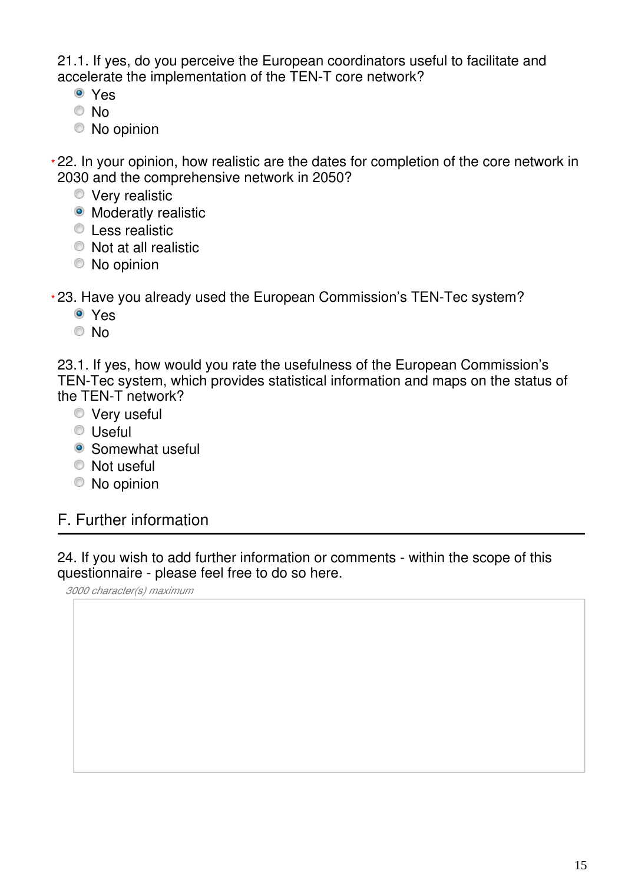21.1. If yes, do you perceive the European coordinators useful to facilitate and accelerate the implementation of the TEN-T core network?

- (●) Yes
- ( ) No
- ( ) No opinion

*22. In your opinion, how realistic are the dates for completion of the core network in 2030 and the comprehensive network in 2050?

- ( ) Very realistic
- (●) Moderatly realistic
- ( ) Less realistic
- ( ) Not at all realistic
- ( ) No opinion

*23. Have you already used the European Commission's TEN-Tec system?

- (●) Yes
- ( ) No

23.1. If yes, how would you rate the usefulness of the European Commission's TEN-Tec system, which provides statistical information and maps on the status of the TEN-T network?

- ( ) Very useful
- ( ) Useful
- (●) Somewhat useful
- ( ) Not useful
- ( ) No opinion

## F. Further information

24. If you wish to add further information or comments - within the scope of this questionnaire - please feel free to do so here.

*3000 character(s) maximum*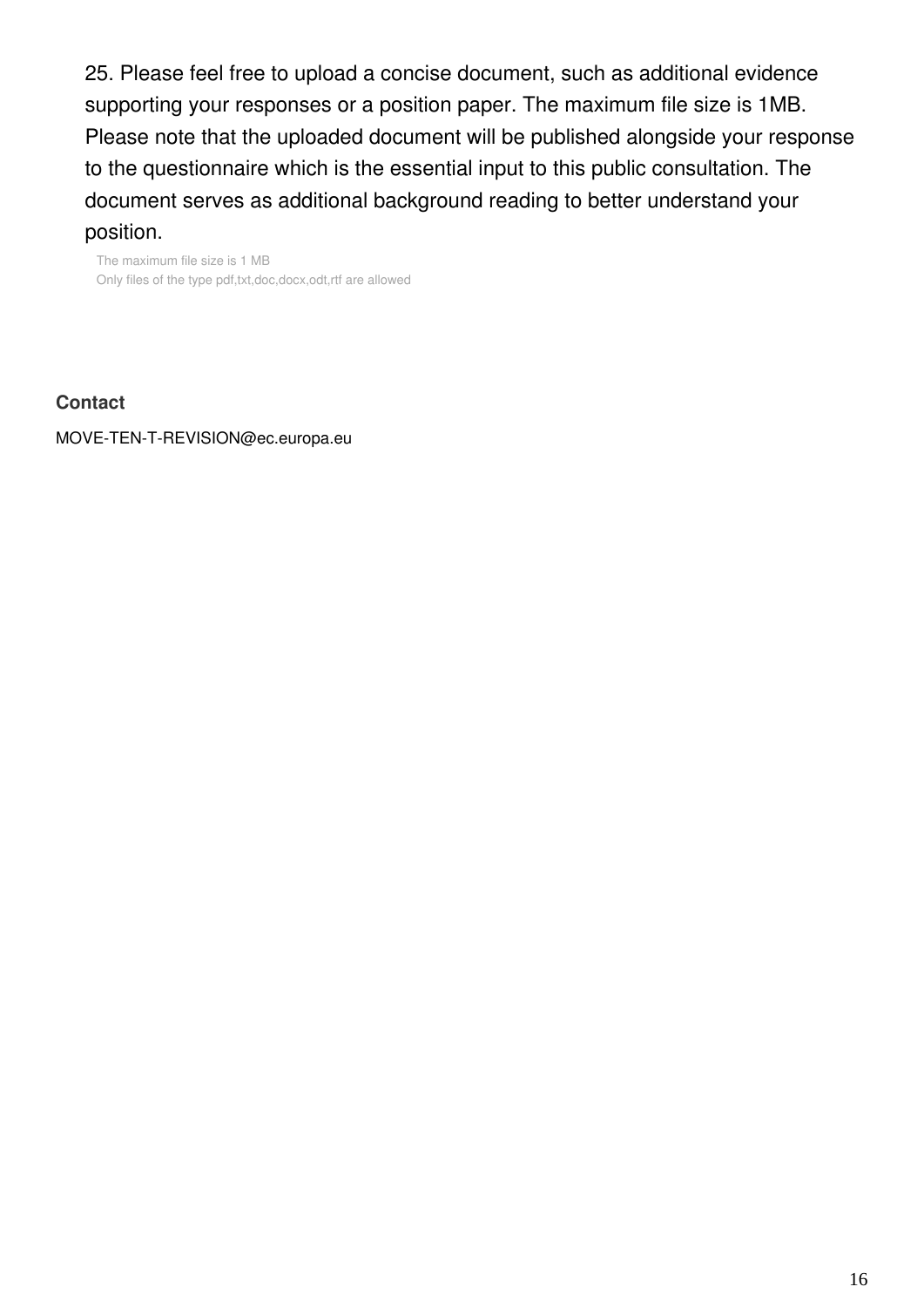25. Please feel free to upload a concise document, such as additional evidence supporting your responses or a position paper. The maximum file size is 1MB. Please note that the uploaded document will be published alongside your response to the questionnaire which is the essential input to this public consultation. The document serves as additional background reading to better understand your position.

The maximum file size is 1 MB
Only files of the type pdf,txt,doc,docx,odt,rtf are allowed

**Contact**

MOVE-TEN-T-REVISION@ec.europa.eu